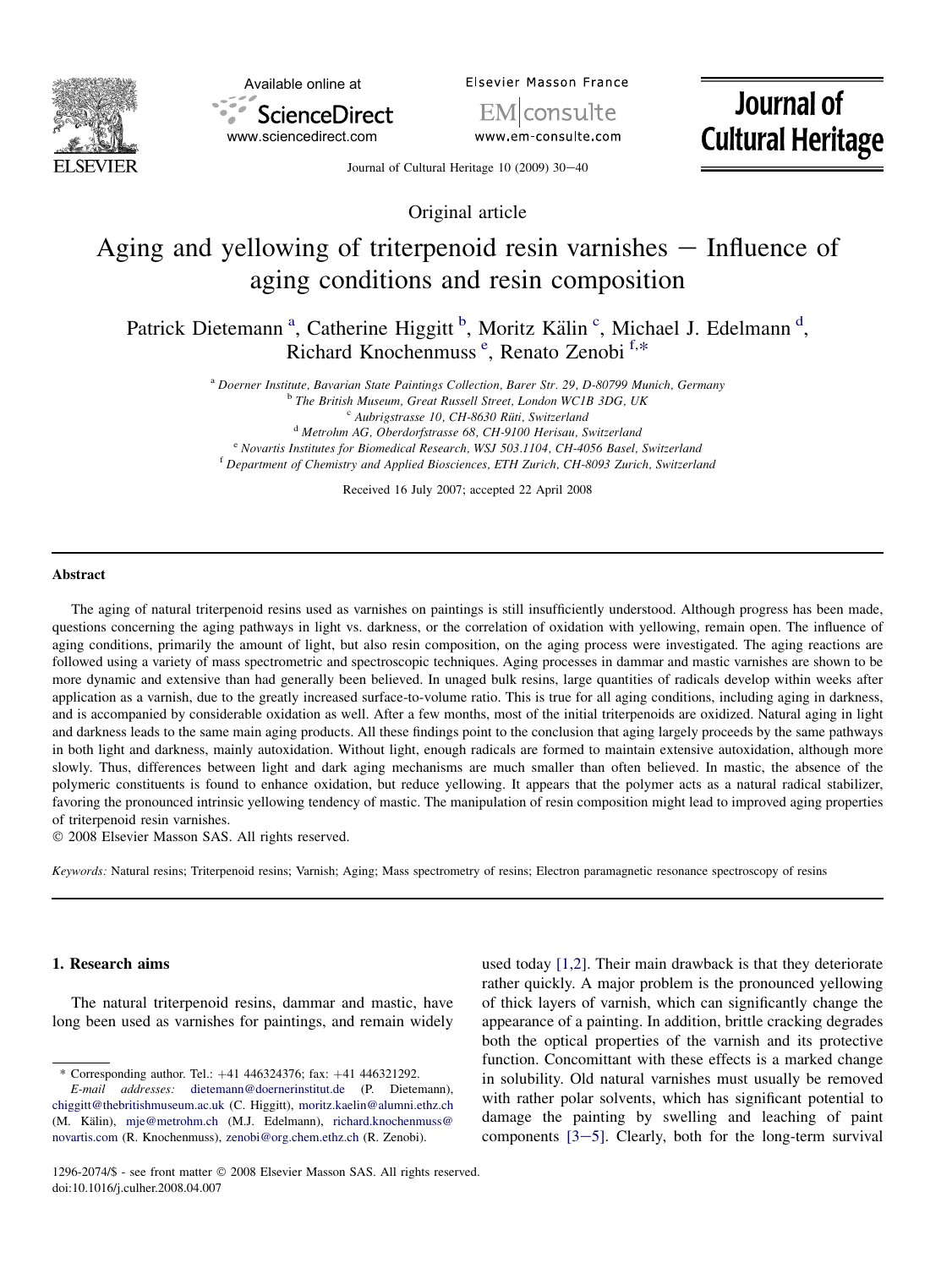Original article

# Aging and yellowing of triterpenoid resin varnishes — Influence of aging conditions and resin composition

Patrick Dietemann [a], Catherine Higgitt [b], Moritz Kälin [c], Michael J. Edelmann [d], Richard Knochenmuss [e], Renato Zenobi [f,*]

[a] Doerner Institute, Bavarian State Paintings Collection, Barer Str. 29, D-80799 Munich, Germany
[b] The British Museum, Great Russell Street, London WC1B 3DG, UK
[c] Aubrigstrasse 10, CH-8630 Rüti, Switzerland
[d] Metrohm AG, Oberdorfstrasse 68, CH-9100 Herisau, Switzerland
[e] Novartis Institutes for Biomedical Research, WSJ 503.1104, CH-4056 Basel, Switzerland
[f] Department of Chemistry and Applied Biosciences, ETH Zurich, CH-8093 Zurich, Switzerland

Received 16 July 2007; accepted 22 April 2008

## Abstract

The aging of natural triterpenoid resins used as varnishes on paintings is still insufficiently understood. Although progress has been made, questions concerning the aging pathways in light vs. darkness, or the correlation of oxidation with yellowing, remain open. The influence of aging conditions, primarily the amount of light, but also resin composition, on the aging process were investigated. The aging reactions are followed using a variety of mass spectrometric and spectroscopic techniques. Aging processes in dammar and mastic varnishes are shown to be more dynamic and extensive than had generally been believed. In unaged bulk resins, large quantities of radicals develop within weeks after application as a varnish, due to the greatly increased surface-to-volume ratio. This is true for all aging conditions, including aging in darkness, and is accompanied by considerable oxidation as well. After a few months, most of the initial triterpenoids are oxidized. Natural aging in light and darkness leads to the same main aging products. All these findings point to the conclusion that aging largely proceeds by the same pathways in both light and darkness, mainly autoxidation. Without light, enough radicals are formed to maintain extensive autoxidation, although more slowly. Thus, differences between light and dark aging mechanisms are much smaller than often believed. In mastic, the absence of the polymeric constituents is found to enhance oxidation, but reduce yellowing. It appears that the polymer acts as a natural radical stabilizer, favoring the pronounced intrinsic yellowing tendency of mastic. The manipulation of resin composition might lead to improved aging properties of triterpenoid resin varnishes.

© 2008 Elsevier Masson SAS. All rights reserved.

*Keywords:* Natural resins; Triterpenoid resins; Varnish; Aging; Mass spectrometry of resins; Electron paramagnetic resonance spectroscopy of resins

## 1. Research aims

The natural triterpenoid resins, dammar and mastic, have long been used as varnishes for paintings, and remain widely used today [1,2]. Their main drawback is that they deteriorate rather quickly. A major problem is the pronounced yellowing of thick layers of varnish, which can significantly change the appearance of a painting. In addition, brittle cracking degrades both the optical properties of the varnish and its protective function. Concomittant with these effects is a marked change in solubility. Old natural varnishes must usually be removed with rather polar solvents, which has significant potential to damage the painting by swelling and leaching of paint components [3–5]. Clearly, both for the long-term survival

* Corresponding author. Tel.: +41 446324376; fax: +41 446321292.
*E-mail addresses:* dietemann@doernerinstitut.de (P. Dietemann), chiggitt@thebritishmuseum.ac.uk (C. Higgitt), moritz.kaelin@alumni.ethz.ch (M. Kälin), mje@metrohm.ch (M.J. Edelmann), richard.knochenmuss@novartis.com (R. Knochenmuss), zenobi@org.chem.ethz.ch (R. Zenobi).

1296-2074/$ - see front matter © 2008 Elsevier Masson SAS. All rights reserved.
doi:10.1016/j.culher.2008.04.007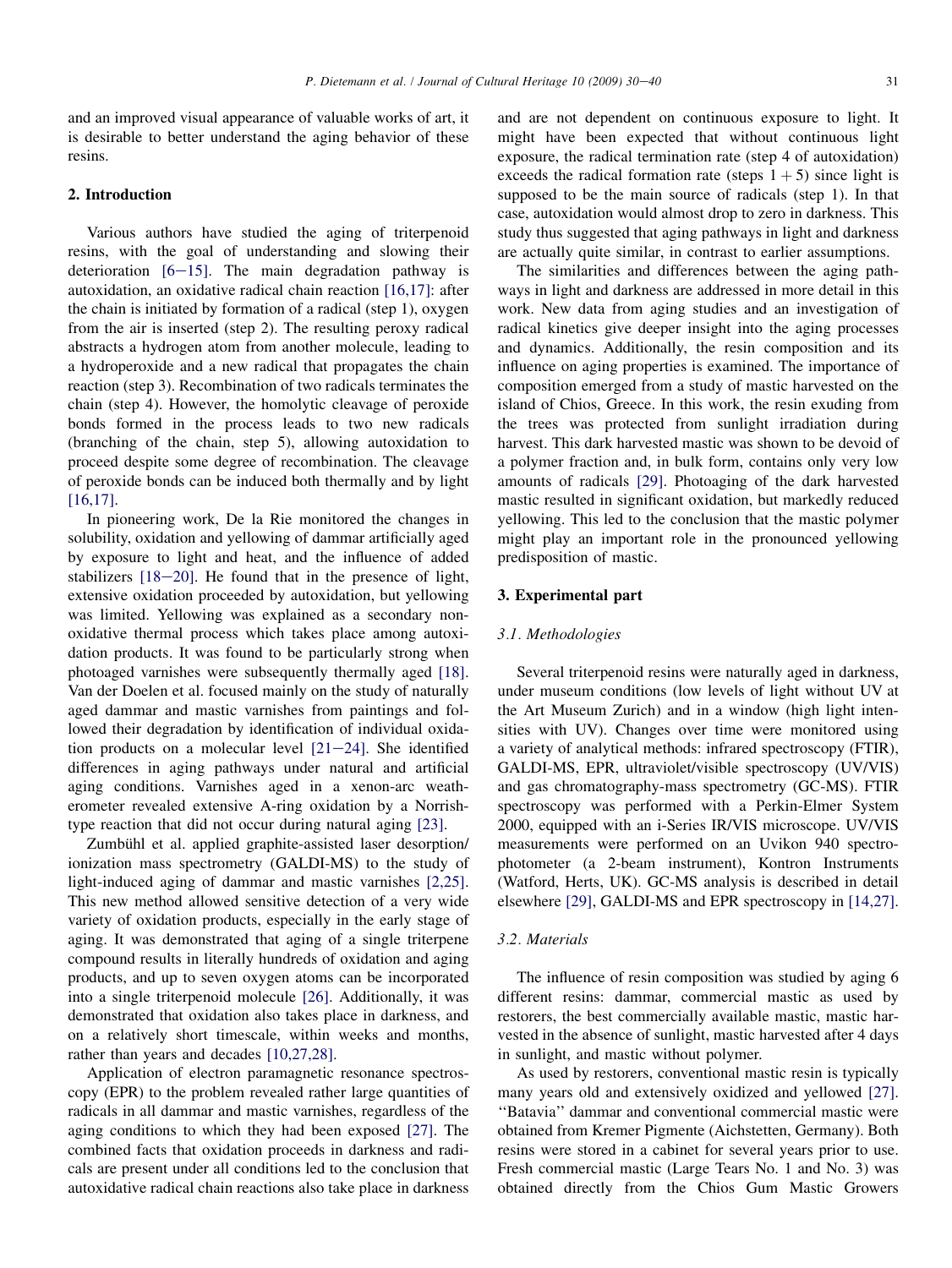and an improved visual appearance of valuable works of art, it is desirable to better understand the aging behavior of these resins.

## 2. Introduction

Various authors have studied the aging of triterpenoid resins, with the goal of understanding and slowing their deterioration [6–15]. The main degradation pathway is autoxidation, an oxidative radical chain reaction [16,17]: after the chain is initiated by formation of a radical (step 1), oxygen from the air is inserted (step 2). The resulting peroxy radical abstracts a hydrogen atom from another molecule, leading to a hydroperoxide and a new radical that propagates the chain reaction (step 3). Recombination of two radicals terminates the chain (step 4). However, the homolytic cleavage of peroxide bonds formed in the process leads to two new radicals (branching of the chain, step 5), allowing autoxidation to proceed despite some degree of recombination. The cleavage of peroxide bonds can be induced both thermally and by light [16,17].

In pioneering work, De la Rie monitored the changes in solubility, oxidation and yellowing of dammar artificially aged by exposure to light and heat, and the influence of added stabilizers [18–20]. He found that in the presence of light, extensive oxidation proceeded by autoxidation, but yellowing was limited. Yellowing was explained as a secondary non-oxidative thermal process which takes place among autoxidation products. It was found to be particularly strong when photoaged varnishes were subsequently thermally aged [18]. Van der Doelen et al. focused mainly on the study of naturally aged dammar and mastic varnishes from paintings and followed their degradation by identification of individual oxidation products on a molecular level [21–24]. She identified differences in aging pathways under natural and artificial aging conditions. Varnishes aged in a xenon-arc weatherometer revealed extensive A-ring oxidation by a Norrish-type reaction that did not occur during natural aging [23].

Zumbühl et al. applied graphite-assisted laser desorption/ionization mass spectrometry (GALDI-MS) to the study of light-induced aging of dammar and mastic varnishes [2,25]. This new method allowed sensitive detection of a very wide variety of oxidation products, especially in the early stage of aging. It was demonstrated that aging of a single triterpene compound results in literally hundreds of oxidation and aging products, and up to seven oxygen atoms can be incorporated into a single triterpenoid molecule [26]. Additionally, it was demonstrated that oxidation also takes place in darkness, and on a relatively short timescale, within weeks and months, rather than years and decades [10,27,28].

Application of electron paramagnetic resonance spectroscopy (EPR) to the problem revealed rather large quantities of radicals in all dammar and mastic varnishes, regardless of the aging conditions to which they had been exposed [27]. The combined facts that oxidation proceeds in darkness and radicals are present under all conditions led to the conclusion that autoxidative radical chain reactions also take place in darkness and are not dependent on continuous exposure to light. It might have been expected that without continuous light exposure, the radical termination rate (step 4 of autoxidation) exceeds the radical formation rate (steps 1 + 5) since light is supposed to be the main source of radicals (step 1). In that case, autoxidation would almost drop to zero in darkness. This study thus suggested that aging pathways in light and darkness are actually quite similar, in contrast to earlier assumptions.

The similarities and differences between the aging pathways in light and darkness are addressed in more detail in this work. New data from aging studies and an investigation of radical kinetics give deeper insight into the aging processes and dynamics. Additionally, the resin composition and its influence on aging properties is examined. The importance of composition emerged from a study of mastic harvested on the island of Chios, Greece. In this work, the resin exuding from the trees was protected from sunlight irradiation during harvest. This dark harvested mastic was shown to be devoid of a polymer fraction and, in bulk form, contains only very low amounts of radicals [29]. Photoaging of the dark harvested mastic resulted in significant oxidation, but markedly reduced yellowing. This led to the conclusion that the mastic polymer might play an important role in the pronounced yellowing predisposition of mastic.

## 3. Experimental part

### 3.1. Methodologies

Several triterpenoid resins were naturally aged in darkness, under museum conditions (low levels of light without UV at the Art Museum Zurich) and in a window (high light intensities with UV). Changes over time were monitored using a variety of analytical methods: infrared spectroscopy (FTIR), GALDI-MS, EPR, ultraviolet/visible spectroscopy (UV/VIS) and gas chromatography-mass spectrometry (GC-MS). FTIR spectroscopy was performed with a Perkin-Elmer System 2000, equipped with an i-Series IR/VIS microscope. UV/VIS measurements were performed on an Uvikon 940 spectrophotometer (a 2-beam instrument), Kontron Instruments (Watford, Herts, UK). GC-MS analysis is described in detail elsewhere [29], GALDI-MS and EPR spectroscopy in [14,27].

### 3.2. Materials

The influence of resin composition was studied by aging 6 different resins: dammar, commercial mastic as used by restorers, the best commercially available mastic, mastic harvested in the absence of sunlight, mastic harvested after 4 days in sunlight, and mastic without polymer.

As used by restorers, conventional mastic resin is typically many years old and extensively oxidized and yellowed [27]. "Batavia" dammar and conventional commercial mastic were obtained from Kremer Pigmente (Aichstetten, Germany). Both resins were stored in a cabinet for several years prior to use. Fresh commercial mastic (Large Tears No. 1 and No. 3) was obtained directly from the Chios Gum Mastic Growers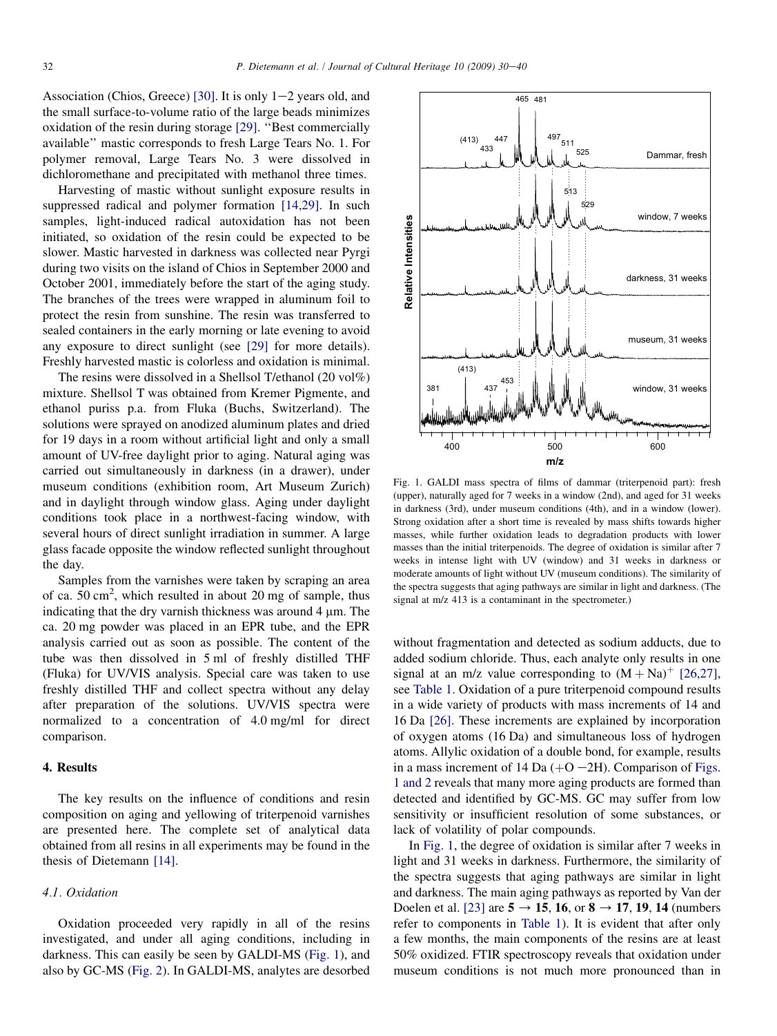Association (Chios, Greece) [30]. It is only 1−2 years old, and the small surface-to-volume ratio of the large beads minimizes oxidation of the resin during storage [29]. "Best commercially available" mastic corresponds to fresh Large Tears No. 1. For polymer removal, Large Tears No. 3 were dissolved in dichloromethane and precipitated with methanol three times.

Harvesting of mastic without sunlight exposure results in suppressed radical and polymer formation [14,29]. In such samples, light-induced radical autoxidation has not been initiated, so oxidation of the resin could be expected to be slower. Mastic harvested in darkness was collected near Pyrgi during two visits on the island of Chios in September 2000 and October 2001, immediately before the start of the aging study. The branches of the trees were wrapped in aluminum foil to protect the resin from sunshine. The resin was transferred to sealed containers in the early morning or late evening to avoid any exposure to direct sunlight (see [29] for more details). Freshly harvested mastic is colorless and oxidation is minimal.

The resins were dissolved in a Shellsol T/ethanol (20 vol%) mixture. Shellsol T was obtained from Kremer Pigmente, and ethanol puriss p.a. from Fluka (Buchs, Switzerland). The solutions were sprayed on anodized aluminum plates and dried for 19 days in a room without artificial light and only a small amount of UV-free daylight prior to aging. Natural aging was carried out simultaneously in darkness (in a drawer), under museum conditions (exhibition room, Art Museum Zurich) and in daylight through window glass. Aging under daylight conditions took place in a northwest-facing window, with several hours of direct sunlight irradiation in summer. A large glass facade opposite the window reflected sunlight throughout the day.

Samples from the varnishes were taken by scraping an area of ca. 50 $cm^2$, which resulted in about 20 mg of sample, thus indicating that the dry varnish thickness was around 4 μm. The ca. 20 mg powder was placed in an EPR tube, and the EPR analysis carried out as soon as possible. The content of the tube was then dissolved in 5 ml of freshly distilled THF (Fluka) for UV/VIS analysis. Special care was taken to use freshly distilled THF and collect spectra without any delay after preparation of the solutions. UV/VIS spectra were normalized to a concentration of 4.0 mg/ml for direct comparison.

## 4. Results

The key results on the influence of conditions and resin composition on aging and yellowing of triterpenoid varnishes are presented here. The complete set of analytical data obtained from all resins in all experiments may be found in the thesis of Dietemann [14].

### 4.1. Oxidation

Oxidation proceeded very rapidly in all of the resins investigated, and under all aging conditions, including in darkness. This can easily be seen by GALDI-MS (Fig. 1), and also by GC-MS (Fig. 2). In GALDI-MS, analytes are desorbed without fragmentation and detected as sodium adducts, due to added sodium chloride. Thus, each analyte only results in one signal at an m/z value corresponding to $(M+Na)^+$ [26,27], see Table 1. Oxidation of a pure triterpenoid compound results in a wide variety of products with mass increments of 14 and 16 Da [26]. These increments are explained by incorporation of oxygen atoms (16 Da) and simultaneous loss of hydrogen atoms. Allylic oxidation of a double bond, for example, results in a mass increment of 14 Da (+O −2H). Comparison of Figs. 1 and 2 reveals that many more aging products are formed than detected and identified by GC-MS. GC may suffer from low sensitivity or insufficient resolution of some substances, or lack of volatility of polar compounds.

Fig. 1. GALDI mass spectra of films of dammar (triterpenoid part): fresh (upper), naturally aged for 7 weeks in a window (2nd), and aged for 31 weeks in darkness (3rd), under museum conditions (4th), and in a window (lower). Strong oxidation after a short time is revealed by mass shifts towards higher masses, while further oxidation leads to degradation products with lower masses than the initial triterpenoids. The degree of oxidation is similar after 7 weeks in intense light with UV (window) and 31 weeks in darkness or moderate amounts of light without UV (museum conditions). The similarity of the spectra suggests that aging pathways are similar in light and darkness. (The signal at m/z 413 is a contaminant in the spectrometer.)

In Fig. 1, the degree of oxidation is similar after 7 weeks in light and 31 weeks in darkness. Furthermore, the similarity of the spectra suggests that aging pathways are similar in light and darkness. The main aging pathways as reported by Van der Doelen et al. [23] are **5** → **15**, **16**, or **8** → **17**, **19**, **14** (numbers refer to components in Table 1). It is evident that after only a few months, the main components of the resins are at least 50% oxidized. FTIR spectroscopy reveals that oxidation under museum conditions is not much more pronounced than in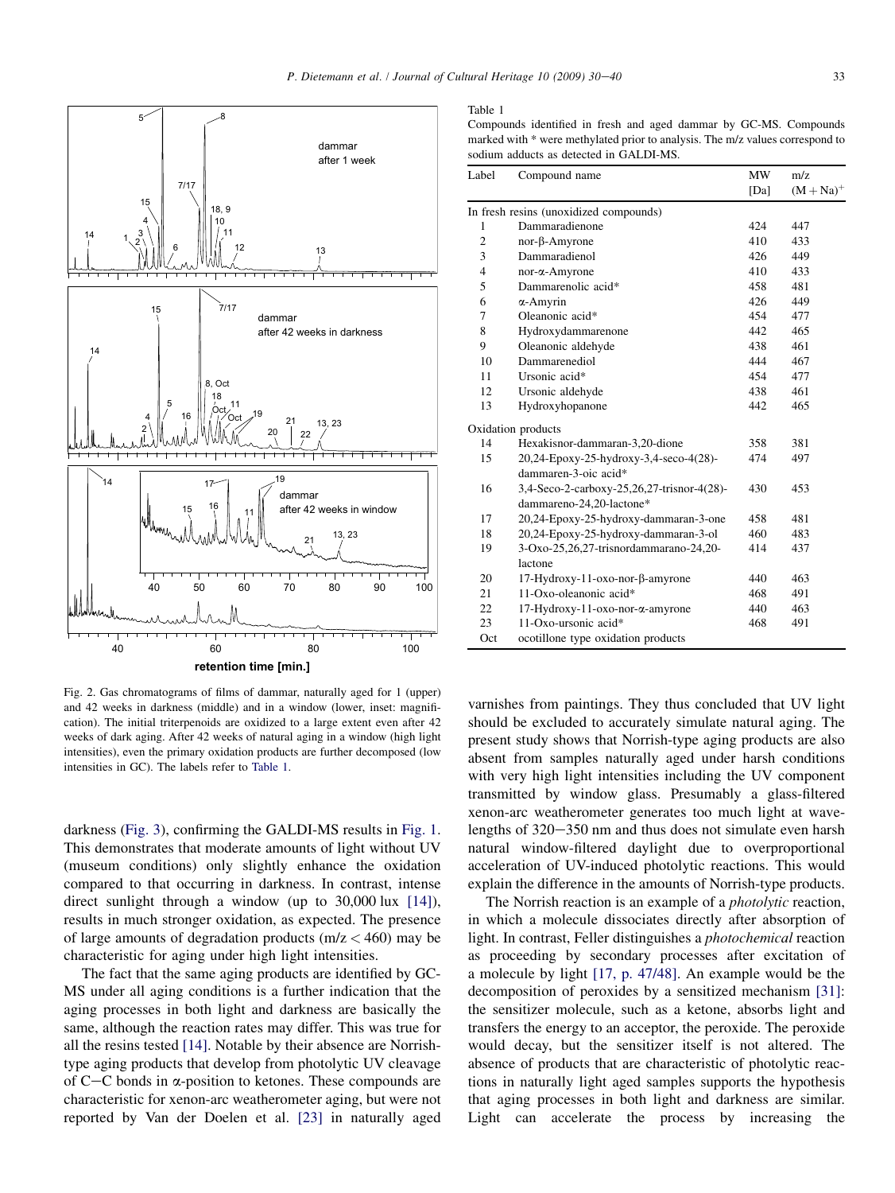Fig. 2. Gas chromatograms of films of dammar, naturally aged for 1 (upper) and 42 weeks in darkness (middle) and in a window (lower, inset: magnification). The initial triterpenoids are oxidized to a large extent even after 42 weeks of dark aging. After 42 weeks of natural aging in a window (high light intensities), even the primary oxidation products are further decomposed (low intensities in GC). The labels refer to Table 1.

Table 1

Compounds identified in fresh and aged dammar by GC-MS. Compounds marked with * were methylated prior to analysis. The m/z values correspond to sodium adducts as detected in GALDI-MS.

| Label | Compound name | MW [Da] | m/z $(M+Na)^+$ |
|---|---|---|---|
| In fresh resins (unoxidized compounds) | | | |
| 1 | Dammaradienone | 424 | 447 |
| 2 | nor-β-Amyrone | 410 | 433 |
| 3 | Dammaradienol | 426 | 449 |
| 4 | nor-α-Amyrone | 410 | 433 |
| 5 | Dammarenolic acid* | 458 | 481 |
| 6 | α-Amyrin | 426 | 449 |
| 7 | Oleanonic acid* | 454 | 477 |
| 8 | Hydroxydammarenone | 442 | 465 |
| 9 | Oleanonic aldehyde | 438 | 461 |
| 10 | Dammarenediol | 444 | 467 |
| 11 | Ursonic acid* | 454 | 477 |
| 12 | Ursonic aldehyde | 438 | 461 |
| 13 | Hydroxyhopanone | 442 | 465 |
| Oxidation products | | | |
| 14 | Hexakisnor-dammaran-3,20-dione | 358 | 381 |
| 15 | 20,24-Epoxy-25-hydroxy-3,4-seco-4(28)-dammaren-3-oic acid* | 474 | 497 |
| 16 | 3,4-Seco-2-carboxy-25,26,27-trisnor-4(28)-dammareno-24,20-lactone* | 430 | 453 |
| 17 | 20,24-Epoxy-25-hydroxy-dammaran-3-one | 458 | 481 |
| 18 | 20,24-Epoxy-25-hydroxy-dammaran-3-ol | 460 | 483 |
| 19 | 3-Oxo-25,26,27-trisnordammarano-24,20-lactone | 414 | 437 |
| 20 | 17-Hydroxy-11-oxo-nor-β-amyrone | 440 | 463 |
| 21 | 11-Oxo-oleanonic acid* | 468 | 491 |
| 22 | 17-Hydroxy-11-oxo-nor-α-amyrone | 440 | 463 |
| 23 | 11-Oxo-ursonic acid* | 468 | 491 |
| Oct | ocotillone type oxidation products | | |

darkness (Fig. 3), confirming the GALDI-MS results in Fig. 1. This demonstrates that moderate amounts of light without UV (museum conditions) only slightly enhance the oxidation compared to that occurring in darkness. In contrast, intense direct sunlight through a window (up to 30,000 lux [14]), results in much stronger oxidation, as expected. The presence of large amounts of degradation products ($m/z < 460$) may be characteristic for aging under high light intensities.

The fact that the same aging products are identified by GC-MS under all aging conditions is a further indication that the aging processes in both light and darkness are basically the same, although the reaction rates may differ. This was true for all the resins tested [14]. Notable by their absence are Norrish-type aging products that develop from photolytic UV cleavage of C−C bonds in α-position to ketones. These compounds are characteristic for xenon-arc weatherometer aging, but were not reported by Van der Doelen et al. [23] in naturally aged varnishes from paintings. They thus concluded that UV light should be excluded to accurately simulate natural aging. The present study shows that Norrish-type aging products are also absent from samples naturally aged under harsh conditions with very high light intensities including the UV component transmitted by window glass. Presumably a glass-filtered xenon-arc weatherometer generates too much light at wavelengths of 320−350 nm and thus does not simulate even harsh natural window-filtered daylight due to overproportional acceleration of UV-induced photolytic reactions. This would explain the difference in the amounts of Norrish-type products.

The Norrish reaction is an example of a *photolytic* reaction, in which a molecule dissociates directly after absorption of light. In contrast, Feller distinguishes a *photochemical* reaction as proceeding by secondary processes after excitation of a molecule by light [17, p. 47/48]. An example would be the decomposition of peroxides by a sensitized mechanism [31]: the sensitizer molecule, such as a ketone, absorbs light and transfers the energy to an acceptor, the peroxide. The peroxide would decay, but the sensitizer itself is not altered. The absence of products that are characteristic of photolytic reactions in naturally light aged samples supports the hypothesis that aging processes in both light and darkness are similar. Light can accelerate the process by increasing the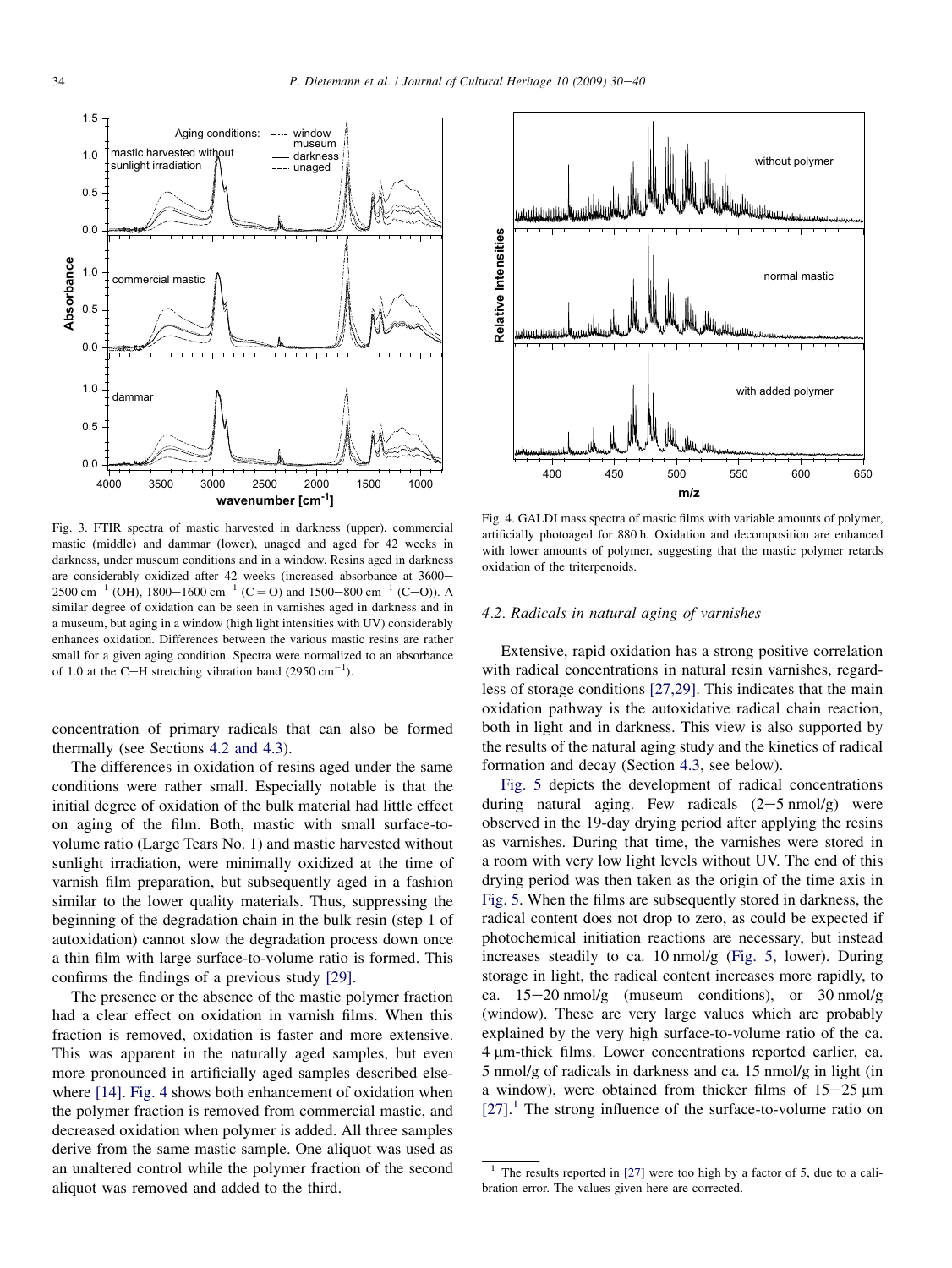Fig. 3. FTIR spectra of mastic harvested in darkness (upper), commercial mastic (middle) and dammar (lower), unaged and aged for 42 weeks in darkness, under museum conditions and in a window. Resins aged in darkness are considerably oxidized after 42 weeks (increased absorbance at 3600–2500 $cm^{-1}$ (OH), 1800–1600 $cm^{-1}$ (C = O) and 1500–800 $cm^{-1}$ (C–O)). A similar degree of oxidation can be seen in varnishes aged in darkness and in a museum, but aging in a window (high light intensities with UV) considerably enhances oxidation. Differences between the various mastic resins are rather small for a given aging condition. Spectra were normalized to an absorbance of 1.0 at the C–H stretching vibration band (2950 $cm^{-1}$).

concentration of primary radicals that can also be formed thermally (see Sections 4.2 and 4.3).

The differences in oxidation of resins aged under the same conditions were rather small. Especially notable is that the initial degree of oxidation of the bulk material had little effect on aging of the film. Both, mastic with small surface-to-volume ratio (Large Tears No. 1) and mastic harvested without sunlight irradiation, were minimally oxidized at the time of varnish film preparation, but subsequently aged in a fashion similar to the lower quality materials. Thus, suppressing the beginning of the degradation chain in the bulk resin (step 1 of autoxidation) cannot slow the degradation process down once a thin film with large surface-to-volume ratio is formed. This confirms the findings of a previous study [29].

The presence or the absence of the mastic polymer fraction had a clear effect on oxidation in varnish films. When this fraction is removed, oxidation is faster and more extensive. This was apparent in the naturally aged samples, but even more pronounced in artificially aged samples described elsewhere [14]. Fig. 4 shows both enhancement of oxidation when the polymer fraction is removed from commercial mastic, and decreased oxidation when polymer is added. All three samples derive from the same mastic sample. One aliquot was used as an unaltered control while the polymer fraction of the second aliquot was removed and added to the third.

Fig. 4. GALDI mass spectra of mastic films with variable amounts of polymer, artificially photoaged for 880 h. Oxidation and decomposition are enhanced with lower amounts of polymer, suggesting that the mastic polymer retards oxidation of the triterpenoids.

### 4.2. Radicals in natural aging of varnishes

Extensive, rapid oxidation has a strong positive correlation with radical concentrations in natural resin varnishes, regardless of storage conditions [27,29]. This indicates that the main oxidation pathway is the autoxidative radical chain reaction, both in light and in darkness. This view is also supported by the results of the natural aging study and the kinetics of radical formation and decay (Section 4.3, see below).

Fig. 5 depicts the development of radical concentrations during natural aging. Few radicals (2–5 nmol/g) were observed in the 19-day drying period after applying the resins as varnishes. During that time, the varnishes were stored in a room with very low light levels without UV. The end of this drying period was then taken as the origin of the time axis in Fig. 5. When the films are subsequently stored in darkness, the radical content does not drop to zero, as could be expected if photochemical initiation reactions are necessary, but instead increases steadily to ca. 10 nmol/g (Fig. 5, lower). During storage in light, the radical content increases more rapidly, to ca. 15–20 nmol/g (museum conditions), or 30 nmol/g (window). These are very large values which are probably explained by the very high surface-to-volume ratio of the ca. 4 μm-thick films. Lower concentrations reported earlier, ca. 5 nmol/g of radicals in darkness and ca. 15 nmol/g in light (in a window), were obtained from thicker films of 15–25 μm [27].[1] The strong influence of the surface-to-volume ratio on

[1] The results reported in [27] were too high by a factor of 5, due to a calibration error. The values given here are corrected.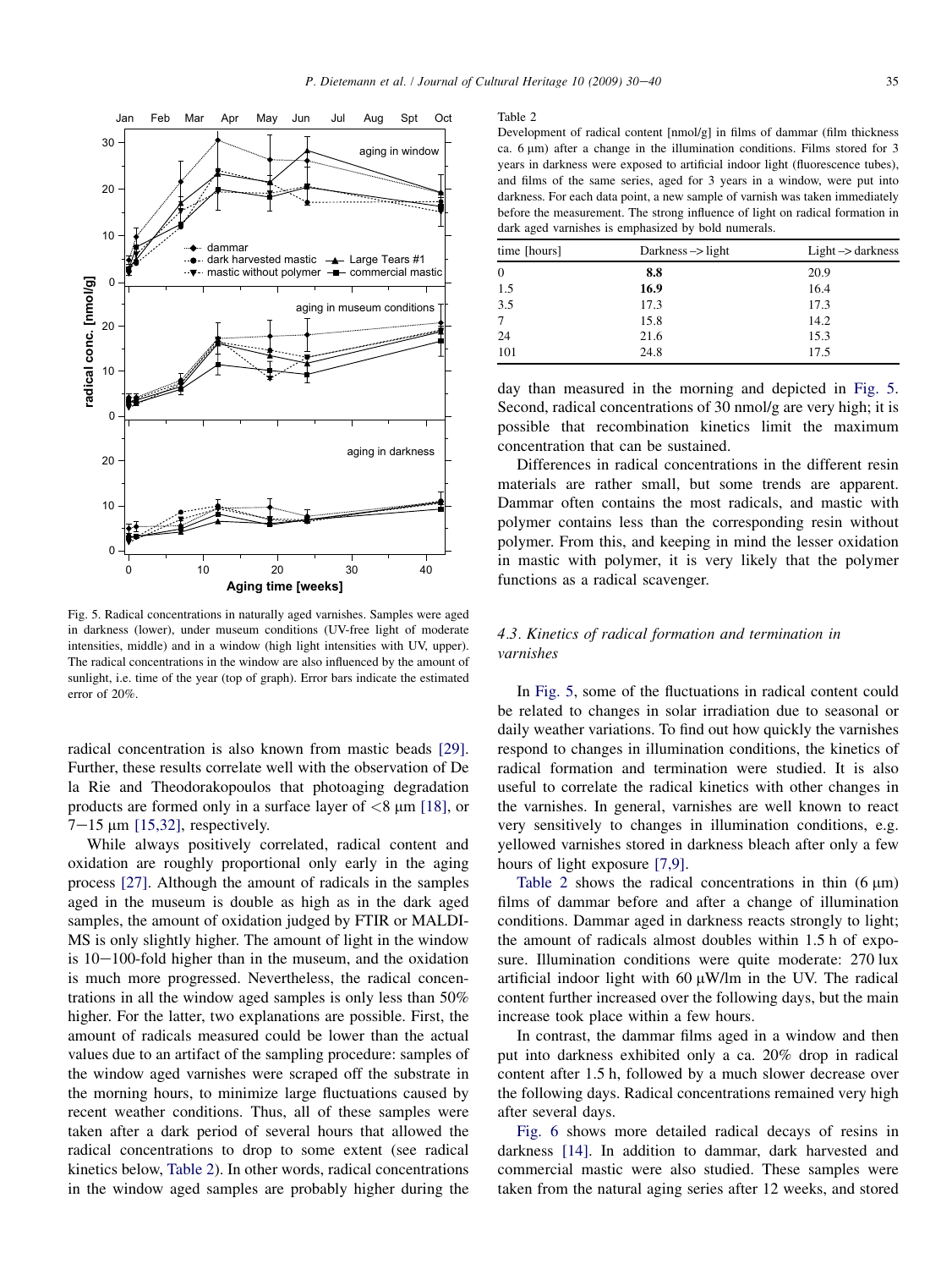Fig. 5. Radical concentrations in naturally aged varnishes. Samples were aged in darkness (lower), under museum conditions (UV-free light of moderate intensities, middle) and in a window (high light intensities with UV, upper). The radical concentrations in the window are also influenced by the amount of sunlight, i.e. time of the year (top of graph). Error bars indicate the estimated error of 20%.

radical concentration is also known from mastic beads [29]. Further, these results correlate well with the observation of De la Rie and Theodorakopoulos that photoaging degradation products are formed only in a surface layer of <8 μm [18], or 7−15 μm [15,32], respectively.

While always positively correlated, radical content and oxidation are roughly proportional only early in the aging process [27]. Although the amount of radicals in the samples aged in the museum is double as high as in the dark aged samples, the amount of oxidation judged by FTIR or MALDI-MS is only slightly higher. The amount of light in the window is 10−100-fold higher than in the museum, and the oxidation is much more progressed. Nevertheless, the radical concentrations in all the window aged samples is only less than 50% higher. For the latter, two explanations are possible. First, the amount of radicals measured could be lower than the actual values due to an artifact of the sampling procedure: samples of the window aged varnishes were scraped off the substrate in the morning hours, to minimize large fluctuations caused by recent weather conditions. Thus, all of these samples were taken after a dark period of several hours that allowed the radical concentrations to drop to some extent (see radical kinetics below, Table 2). In other words, radical concentrations in the window aged samples are probably higher during the day than measured in the morning and depicted in Fig. 5. Second, radical concentrations of 30 nmol/g are very high; it is possible that recombination kinetics limit the maximum concentration that can be sustained.

Table 2

Development of radical content [nmol/g] in films of dammar (film thickness ca. 6 μm) after a change in the illumination conditions. Films stored for 3 years in darkness were exposed to artificial indoor light (fluorescence tubes), and films of the same series, aged for 3 years in a window, were put into darkness. For each data point, a new sample of varnish was taken immediately before the measurement. The strong influence of light on radical formation in dark aged varnishes is emphasized by bold numerals.

| time [hours] | Darkness –> light | Light –> darkness |
|---|---|---|
| 0 | **8.8** | 20.9 |
| 1.5 | **16.9** | 16.4 |
| 3.5 | 17.3 | 17.3 |
| 7 | 15.8 | 14.2 |
| 24 | 21.6 | 15.3 |
| 101 | 24.8 | 17.5 |

Differences in radical concentrations in the different resin materials are rather small, but some trends are apparent. Dammar often contains the most radicals, and mastic with polymer contains less than the corresponding resin without polymer. From this, and keeping in mind the lesser oxidation in mastic with polymer, it is very likely that the polymer functions as a radical scavenger.

### 4.3. Kinetics of radical formation and termination in varnishes

In Fig. 5, some of the fluctuations in radical content could be related to changes in solar irradiation due to seasonal or daily weather variations. To find out how quickly the varnishes respond to changes in illumination conditions, the kinetics of radical formation and termination were studied. It is also useful to correlate the radical kinetics with other changes in the varnishes. In general, varnishes are well known to react very sensitively to changes in illumination conditions, e.g. yellowed varnishes stored in darkness bleach after only a few hours of light exposure [7,9].

Table 2 shows the radical concentrations in thin (6 μm) films of dammar before and after a change of illumination conditions. Dammar aged in darkness reacts strongly to light; the amount of radicals almost doubles within 1.5 h of exposure. Illumination conditions were quite moderate: 270 lux artificial indoor light with 60 μW/lm in the UV. The radical content further increased over the following days, but the main increase took place within a few hours.

In contrast, the dammar films aged in a window and then put into darkness exhibited only a ca. 20% drop in radical content after 1.5 h, followed by a much slower decrease over the following days. Radical concentrations remained very high after several days.

Fig. 6 shows more detailed radical decays of resins in darkness [14]. In addition to dammar, dark harvested and commercial mastic were also studied. These samples were taken from the natural aging series after 12 weeks, and stored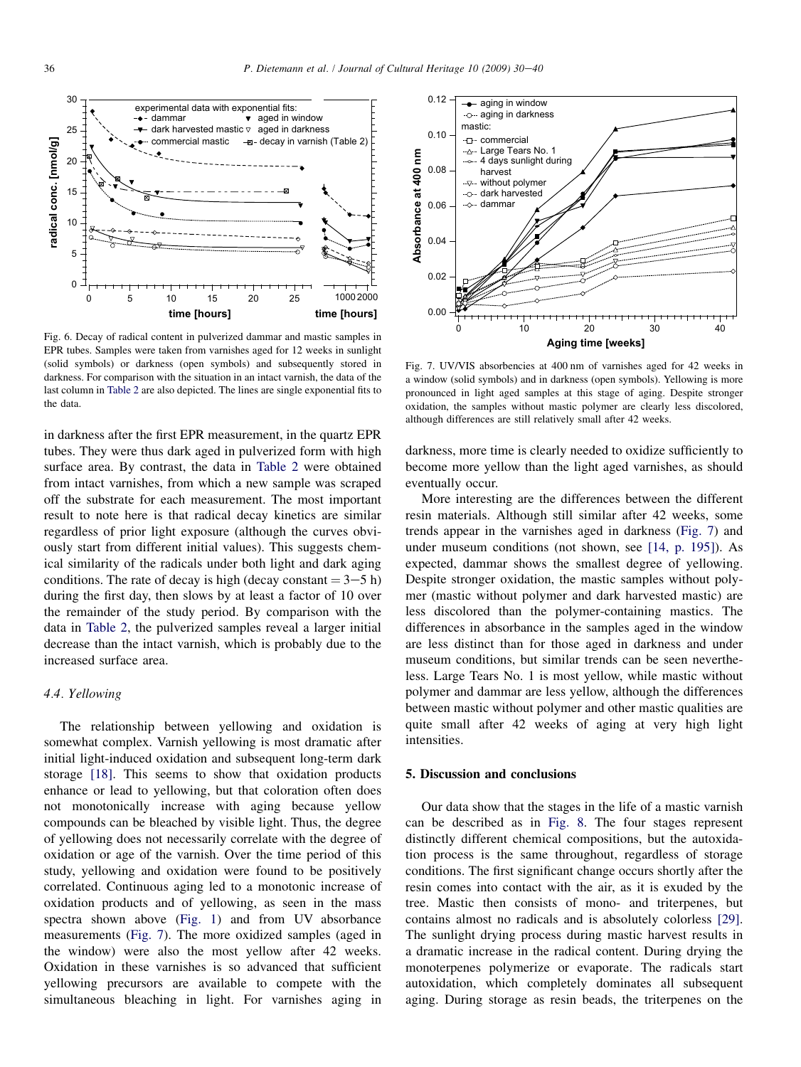Fig. 6. Decay of radical content in pulverized dammar and mastic samples in EPR tubes. Samples were taken from varnishes aged for 12 weeks in sunlight (solid symbols) or darkness (open symbols) and subsequently stored in darkness. For comparison with the situation in an intact varnish, the data of the last column in Table 2 are also depicted. The lines are single exponential fits to the data.

Fig. 7. UV/VIS absorbencies at 400 nm of varnishes aged for 42 weeks in a window (solid symbols) and in darkness (open symbols). Yellowing is more pronounced in light aged samples at this stage of aging. Despite stronger oxidation, the samples without mastic polymer are clearly less discolored, although differences are still relatively small after 42 weeks.

in darkness after the first EPR measurement, in the quartz EPR tubes. They were thus dark aged in pulverized form with high surface area. By contrast, the data in Table 2 were obtained from intact varnishes, from which a new sample was scraped off the substrate for each measurement. The most important result to note here is that radical decay kinetics are similar regardless of prior light exposure (although the curves obviously start from different initial values). This suggests chemical similarity of the radicals under both light and dark aging conditions. The rate of decay is high (decay constant = 3−5 h) during the first day, then slows by at least a factor of 10 over the remainder of the study period. By comparison with the data in Table 2, the pulverized samples reveal a larger initial decrease than the intact varnish, which is probably due to the increased surface area.

### 4.4. Yellowing

The relationship between yellowing and oxidation is somewhat complex. Varnish yellowing is most dramatic after initial light-induced oxidation and subsequent long-term dark storage [18]. This seems to show that oxidation products enhance or lead to yellowing, but that coloration often does not monotonically increase with aging because yellow compounds can be bleached by visible light. Thus, the degree of yellowing does not necessarily correlate with the degree of oxidation or age of the varnish. Over the time period of this study, yellowing and oxidation were found to be positively correlated. Continuous aging led to a monotonic increase of oxidation products and of yellowing, as seen in the mass spectra shown above (Fig. 1) and from UV absorbance measurements (Fig. 7). The more oxidized samples (aged in the window) were also the most yellow after 42 weeks. Oxidation in these varnishes is so advanced that sufficient yellowing precursors are available to compete with the simultaneous bleaching in light. For varnishes aging in darkness, more time is clearly needed to oxidize sufficiently to become more yellow than the light aged varnishes, as should eventually occur.

More interesting are the differences between the different resin materials. Although still similar after 42 weeks, some trends appear in the varnishes aged in darkness (Fig. 7) and under museum conditions (not shown, see [14, p. 195]). As expected, dammar shows the smallest degree of yellowing. Despite stronger oxidation, the mastic samples without polymer (mastic without polymer and dark harvested mastic) are less discolored than the polymer-containing mastics. The differences in absorbance in the samples aged in the window are less distinct than for those aged in darkness and under museum conditions, but similar trends can be seen nevertheless. Large Tears No. 1 is most yellow, while mastic without polymer and dammar are less yellow, although the differences between mastic without polymer and other mastic qualities are quite small after 42 weeks of aging at very high light intensities.

## 5. Discussion and conclusions

Our data show that the stages in the life of a mastic varnish can be described as in Fig. 8. The four stages represent distinctly different chemical compositions, but the autoxidation process is the same throughout, regardless of storage conditions. The first significant change occurs shortly after the resin comes into contact with the air, as it is exuded by the tree. Mastic then consists of mono- and triterpenes, but contains almost no radicals and is absolutely colorless [29]. The sunlight drying process during mastic harvest results in a dramatic increase in the radical content. During drying the monoterpenes polymerize or evaporate. The radicals start autoxidation, which completely dominates all subsequent aging. During storage as resin beads, the triterpenes on the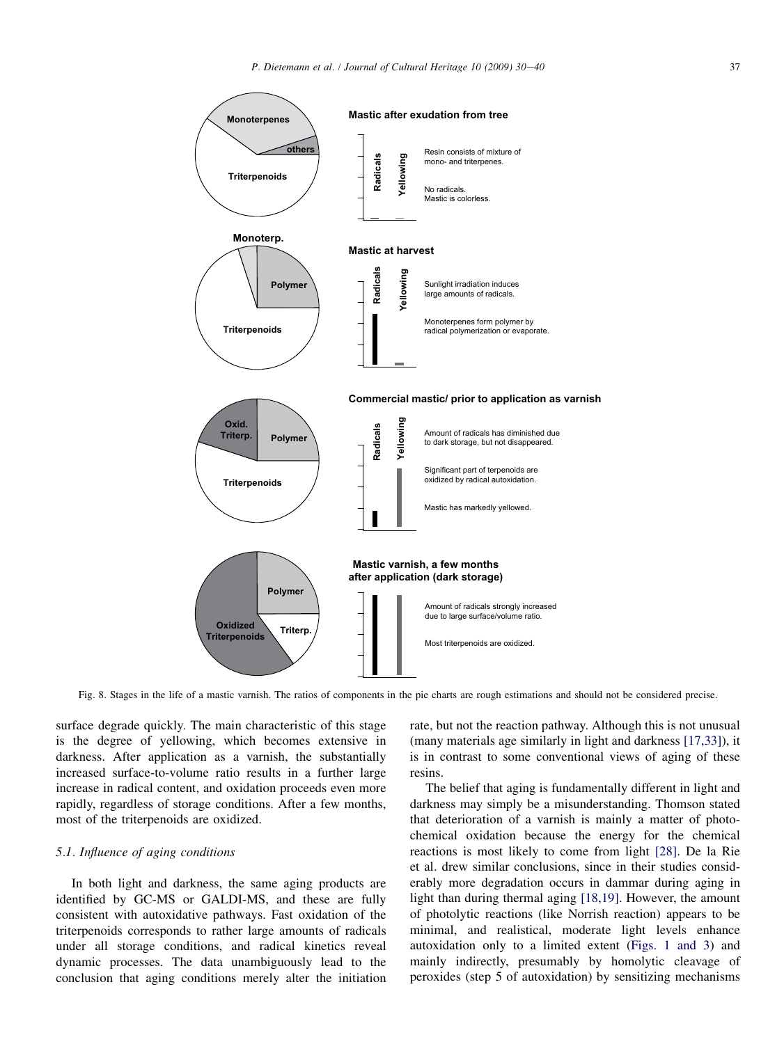Fig. 8. Stages in the life of a mastic varnish. The ratios of components in the pie charts are rough estimations and should not be considered precise.

surface degrade quickly. The main characteristic of this stage is the degree of yellowing, which becomes extensive in darkness. After application as a varnish, the substantially increased surface-to-volume ratio results in a further large increase in radical content, and oxidation proceeds even more rapidly, regardless of storage conditions. After a few months, most of the triterpenoids are oxidized.

### 5.1. Influence of aging conditions

In both light and darkness, the same aging products are identified by GC-MS or GALDI-MS, and these are fully consistent with autoxidative pathways. Fast oxidation of the triterpenoids corresponds to rather large amounts of radicals under all storage conditions, and radical kinetics reveal dynamic processes. The data unambiguously lead to the conclusion that aging conditions merely alter the initiation rate, but not the reaction pathway. Although this is not unusual (many materials age similarly in light and darkness [17,33]), it is in contrast to some conventional views of aging of these resins.

The belief that aging is fundamentally different in light and darkness may simply be a misunderstanding. Thomson stated that deterioration of a varnish is mainly a matter of photochemical oxidation because the energy for the chemical reactions is most likely to come from light [28]. De la Rie et al. drew similar conclusions, since in their studies considerably more degradation occurs in dammar during aging in light than during thermal aging [18,19]. However, the amount of photolytic reactions (like Norrish reaction) appears to be minimal, and realistical, moderate light levels enhance autoxidation only to a limited extent (Figs. 1 and 3) and mainly indirectly, presumably by homolytic cleavage of peroxides (step 5 of autoxidation) by sensitizing mechanisms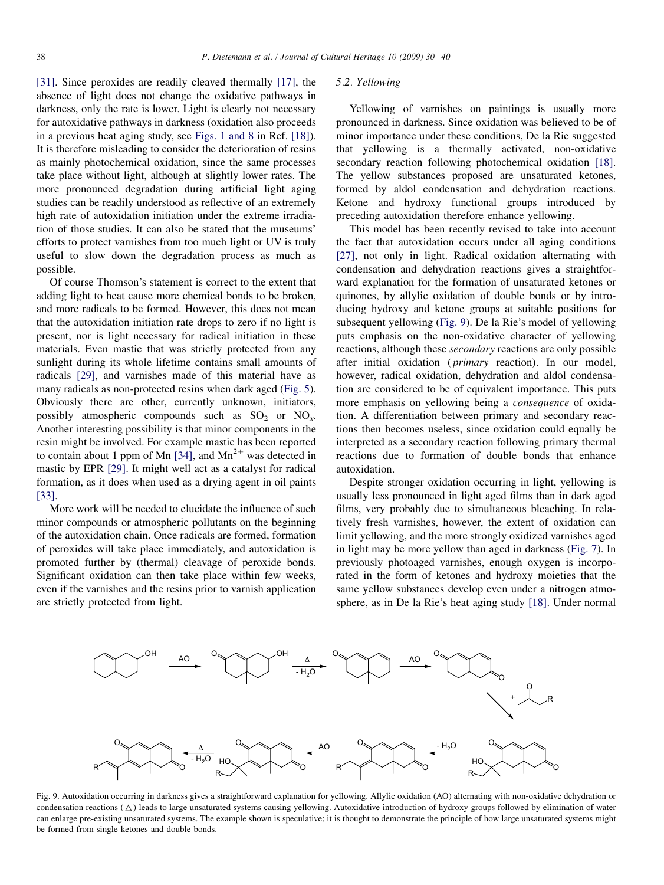[31]. Since peroxides are readily cleaved thermally [17], the absence of light does not change the oxidative pathways in darkness, only the rate is lower. Light is clearly not necessary for autoxidative pathways in darkness (oxidation also proceeds in a previous heat aging study, see Figs. 1 and 8 in Ref. [18]). It is therefore misleading to consider the deterioration of resins as mainly photochemical oxidation, since the same processes take place without light, although at slightly lower rates. The more pronounced degradation during artificial light aging studies can be readily understood as reflective of an extremely high rate of autoxidation initiation under the extreme irradiation of those studies. It can also be stated that the museums' efforts to protect varnishes from too much light or UV is truly useful to slow down the degradation process as much as possible.

Of course Thomson's statement is correct to the extent that adding light to heat cause more chemical bonds to be broken, and more radicals to be formed. However, this does not mean that the autoxidation initiation rate drops to zero if no light is present, nor is light necessary for radical initiation in these materials. Even mastic that was strictly protected from any sunlight during its whole lifetime contains small amounts of radicals [29], and varnishes made of this material have as many radicals as non-protected resins when dark aged (Fig. 5). Obviously there are other, currently unknown, initiators, possibly atmospheric compounds such as $SO_2$ or $NO_x$. Another interesting possibility is that minor components in the resin might be involved. For example mastic has been reported to contain about 1 ppm of Mn [34], and $Mn^{2+}$ was detected in mastic by EPR [29]. It might well act as a catalyst for radical formation, as it does when used as a drying agent in oil paints [33].

More work will be needed to elucidate the influence of such minor compounds or atmospheric pollutants on the beginning of the autoxidation chain. Once radicals are formed, formation of peroxides will take place immediately, and autoxidation is promoted further by (thermal) cleavage of peroxide bonds. Significant oxidation can then take place within few weeks, even if the varnishes and the resins prior to varnish application are strictly protected from light.

### 5.2. Yellowing

Yellowing of varnishes on paintings is usually more pronounced in darkness. Since oxidation was believed to be of minor importance under these conditions, De la Rie suggested that yellowing is a thermally activated, non-oxidative secondary reaction following photochemical oxidation [18]. The yellow substances proposed are unsaturated ketones, formed by aldol condensation and dehydration reactions. Ketone and hydroxy functional groups introduced by preceding autoxidation therefore enhance yellowing.

This model has been recently revised to take into account the fact that autoxidation occurs under all aging conditions [27], not only in light. Radical oxidation alternating with condensation and dehydration reactions gives a straightforward explanation for the formation of unsaturated ketones or quinones, by allylic oxidation of double bonds or by introducing hydroxy and ketone groups at suitable positions for subsequent yellowing (Fig. 9). De la Rie's model of yellowing puts emphasis on the non-oxidative character of yellowing reactions, although these *secondary* reactions are only possible after initial oxidation (*primary* reaction). In our model, however, radical oxidation, dehydration and aldol condensation are considered to be of equivalent importance. This puts more emphasis on yellowing being a *consequence* of oxidation. A differentiation between primary and secondary reactions then becomes useless, since oxidation could equally be interpreted as a secondary reaction following primary thermal reactions due to formation of double bonds that enhance autoxidation.

Despite stronger oxidation occurring in light, yellowing is usually less pronounced in light aged films than in dark aged films, very probably due to simultaneous bleaching. In relatively fresh varnishes, however, the extent of oxidation can limit yellowing, and the more strongly oxidized varnishes aged in light may be more yellow than aged in darkness (Fig. 7). In previously photoaged varnishes, enough oxygen is incorporated in the form of ketones and hydroxy moieties that the same yellow substances develop even under a nitrogen atmosphere, as in De la Rie's heat aging study [18]. Under normal

Fig. 9. Autoxidation occurring in darkness gives a straightforward explanation for yellowing. Allylic oxidation (AO) alternating with non-oxidative dehydration or condensation reactions (△) leads to large unsaturated systems causing yellowing. Autoxidative introduction of hydroxy groups followed by elimination of water can enlarge pre-existing unsaturated systems. The example shown is speculative; it is thought to demonstrate the principle of how large unsaturated systems might be formed from single ketones and double bonds.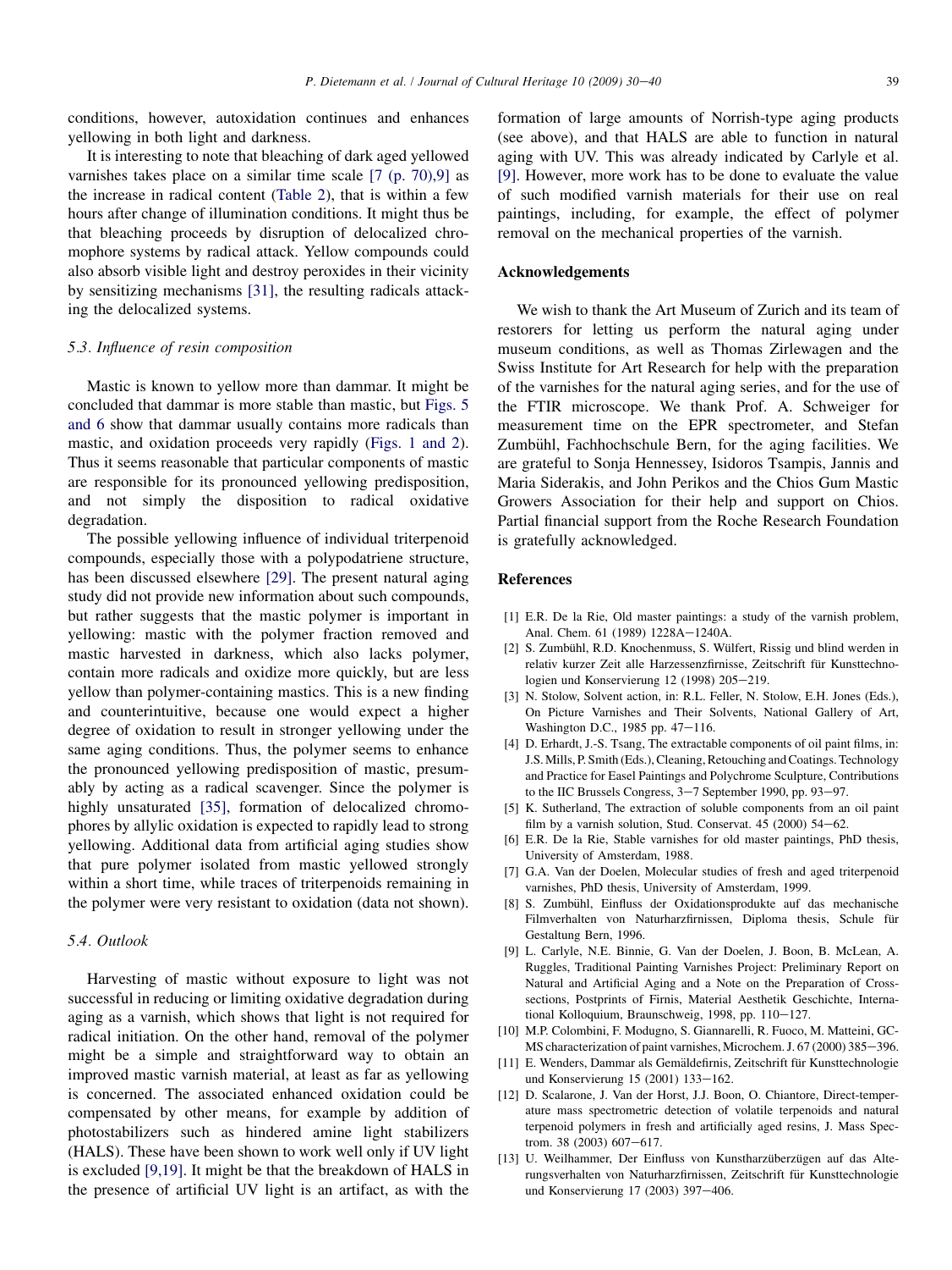conditions, however, autoxidation continues and enhances yellowing in both light and darkness.

It is interesting to note that bleaching of dark aged yellowed varnishes takes place on a similar time scale [7 (p. 70),9] as the increase in radical content (Table 2), that is within a few hours after change of illumination conditions. It might thus be that bleaching proceeds by disruption of delocalized chromophore systems by radical attack. Yellow compounds could also absorb visible light and destroy peroxides in their vicinity by sensitizing mechanisms [31], the resulting radicals attacking the delocalized systems.

### 5.3. Influence of resin composition

Mastic is known to yellow more than dammar. It might be concluded that dammar is more stable than mastic, but Figs. 5 and 6 show that dammar usually contains more radicals than mastic, and oxidation proceeds very rapidly (Figs. 1 and 2). Thus it seems reasonable that particular components of mastic are responsible for its pronounced yellowing predisposition, and not simply the disposition to radical oxidative degradation.

The possible yellowing influence of individual triterpenoid compounds, especially those with a polypodatriene structure, has been discussed elsewhere [29]. The present natural aging study did not provide new information about such compounds, but rather suggests that the mastic polymer is important in yellowing: mastic with the polymer fraction removed and mastic harvested in darkness, which also lacks polymer, contain more radicals and oxidize more quickly, but are less yellow than polymer-containing mastics. This is a new finding and counterintuitive, because one would expect a higher degree of oxidation to result in stronger yellowing under the same aging conditions. Thus, the polymer seems to enhance the pronounced yellowing predisposition of mastic, presumably by acting as a radical scavenger. Since the polymer is highly unsaturated [35], formation of delocalized chromophores by allylic oxidation is expected to rapidly lead to strong yellowing. Additional data from artificial aging studies show that pure polymer isolated from mastic yellowed strongly within a short time, while traces of triterpenoids remaining in the polymer were very resistant to oxidation (data not shown).

### 5.4. Outlook

Harvesting of mastic without exposure to light was not successful in reducing or limiting oxidative degradation during aging as a varnish, which shows that light is not required for radical initiation. On the other hand, removal of the polymer might be a simple and straightforward way to obtain an improved mastic varnish material, at least as far as yellowing is concerned. The associated enhanced oxidation could be compensated by other means, for example by addition of photostabilizers such as hindered amine light stabilizers (HALS). These have been shown to work well only if UV light is excluded [9,19]. It might be that the breakdown of HALS in the presence of artificial UV light is an artifact, as with the formation of large amounts of Norrish-type aging products (see above), and that HALS are able to function in natural aging with UV. This was already indicated by Carlyle et al. [9]. However, more work has to be done to evaluate the value of such modified varnish materials for their use on real paintings, including, for example, the effect of polymer removal on the mechanical properties of the varnish.

## Acknowledgements

We wish to thank the Art Museum of Zurich and its team of restorers for letting us perform the natural aging under museum conditions, as well as Thomas Zirlewagen and the Swiss Institute for Art Research for help with the preparation of the varnishes for the natural aging series, and for the use of the FTIR microscope. We thank Prof. A. Schweiger for measurement time on the EPR spectrometer, and Stefan Zumbühl, Fachhochschule Bern, for the aging facilities. We are grateful to Sonja Hennessey, Isidoros Tsampis, Jannis and Maria Siderakis, and John Perikos and the Chios Gum Mastic Growers Association for their help and support on Chios. Partial financial support from the Roche Research Foundation is gratefully acknowledged.

## References

[1] E.R. De la Rie, Old master paintings: a study of the varnish problem, Anal. Chem. 61 (1989) 1228A−1240A.

[2] S. Zumbühl, R.D. Knochenmuss, S. Wülfert, Rissig und blind werden in relativ kurzer Zeit alle Harzessenzfirnisse, Zeitschrift für Kunsttechnologien und Konservierung 12 (1998) 205−219.

[3] N. Stolow, Solvent action, in: R.L. Feller, N. Stolow, E.H. Jones (Eds.), On Picture Varnishes and Their Solvents, National Gallery of Art, Washington D.C., 1985 pp. 47−116.

[4] D. Erhardt, J.-S. Tsang, The extractable components of oil paint films, in: J.S. Mills, P. Smith (Eds.), Cleaning, Retouching and Coatings. Technology and Practice for Easel Paintings and Polychrome Sculpture, Contributions to the IIC Brussels Congress, 3−7 September 1990, pp. 93−97.

[5] K. Sutherland, The extraction of soluble components from an oil paint film by a varnish solution, Stud. Conservat. 45 (2000) 54−62.

[6] E.R. De la Rie, Stable varnishes for old master paintings, PhD thesis, University of Amsterdam, 1988.

[7] G.A. Van der Doelen, Molecular studies of fresh and aged triterpenoid varnishes, PhD thesis, University of Amsterdam, 1999.

[8] S. Zumbühl, Einfluss der Oxidationsprodukte auf das mechanische Filmverhalten von Naturharzfirnissen, Diploma thesis, Schule für Gestaltung Bern, 1996.

[9] L. Carlyle, N.E. Binnie, G. Van der Doelen, J. Boon, B. McLean, A. Ruggles, Traditional Painting Varnishes Project: Preliminary Report on Natural and Artificial Aging and a Note on the Preparation of Cross-sections, Postprints of Firnis, Material Aesthetik Geschichte, International Kolloquium, Braunschweig, 1998, pp. 110−127.

[10] M.P. Colombini, F. Modugno, S. Giannarelli, R. Fuoco, M. Matteini, GC-MS characterization of paint varnishes, Microchem. J. 67 (2000) 385−396.

[11] E. Wenders, Dammar als Gemäldefirnis, Zeitschrift für Kunsttechnologie und Konservierung 15 (2001) 133−162.

[12] D. Scalarone, J. Van der Horst, J.J. Boon, O. Chiantore, Direct-temperature mass spectrometric detection of volatile terpenoids and natural terpenoid polymers in fresh and artificially aged resins, J. Mass Spectrom. 38 (2003) 607−617.

[13] U. Weilhammer, Der Einfluss von Kunstharzüberzügen auf das Alterungsverhalten von Naturharzfirnissen, Zeitschrift für Kunsttechnologie und Konservierung 17 (2003) 397−406.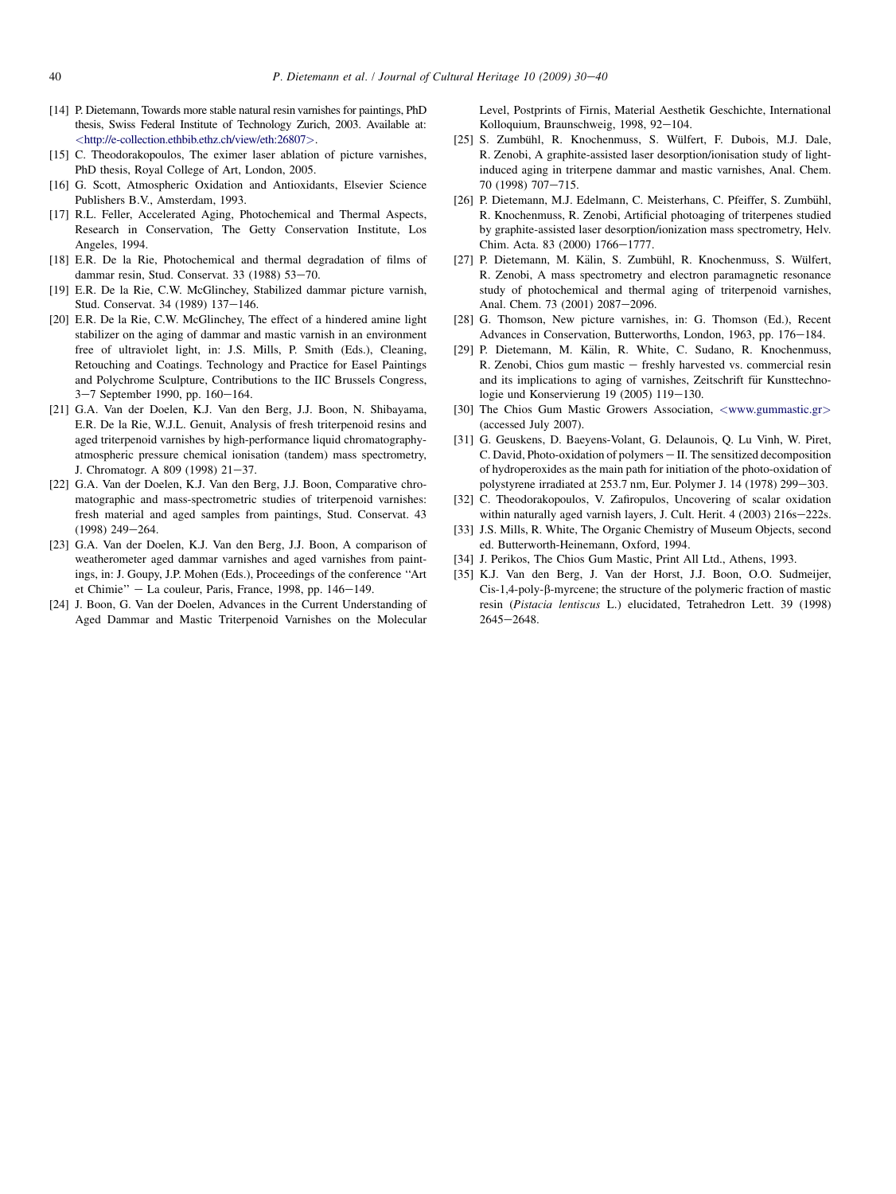[14] P. Dietemann, Towards more stable natural resin varnishes for paintings, PhD thesis, Swiss Federal Institute of Technology Zurich, 2003. Available at: <http://e-collection.ethbib.ethz.ch/view/eth:26807>.

[15] C. Theodorakopoulos, The eximer laser ablation of picture varnishes, PhD thesis, Royal College of Art, London, 2005.

[16] G. Scott, Atmospheric Oxidation and Antioxidants, Elsevier Science Publishers B.V., Amsterdam, 1993.

[17] R.L. Feller, Accelerated Aging, Photochemical and Thermal Aspects, Research in Conservation, The Getty Conservation Institute, Los Angeles, 1994.

[18] E.R. De la Rie, Photochemical and thermal degradation of films of dammar resin, Stud. Conservat. 33 (1988) 53–70.

[19] E.R. De la Rie, C.W. McGlinchey, Stabilized dammar picture varnish, Stud. Conservat. 34 (1989) 137–146.

[20] E.R. De la Rie, C.W. McGlinchey, The effect of a hindered amine light stabilizer on the aging of dammar and mastic varnish in an environment free of ultraviolet light, in: J.S. Mills, P. Smith (Eds.), Cleaning, Retouching and Coatings. Technology and Practice for Easel Paintings and Polychrome Sculpture, Contributions to the IIC Brussels Congress, 3–7 September 1990, pp. 160–164.

[21] G.A. Van der Doelen, K.J. Van den Berg, J.J. Boon, N. Shibayama, E.R. De la Rie, W.J.L. Genuit, Analysis of fresh triterpenoid resins and aged triterpenoid varnishes by high-performance liquid chromatography-atmospheric pressure chemical ionisation (tandem) mass spectrometry, J. Chromatogr. A 809 (1998) 21–37.

[22] G.A. Van der Doelen, K.J. Van den Berg, J.J. Boon, Comparative chromatographic and mass-spectrometric studies of triterpenoid varnishes: fresh material and aged samples from paintings, Stud. Conservat. 43 (1998) 249–264.

[23] G.A. Van der Doelen, K.J. Van den Berg, J.J. Boon, A comparison of weatherometer aged dammar varnishes and aged varnishes from paintings, in: J. Goupy, J.P. Mohen (Eds.), Proceedings of the conference "Art et Chimie" – La couleur, Paris, France, 1998, pp. 146–149.

[24] J. Boon, G. Van der Doelen, Advances in the Current Understanding of Aged Dammar and Mastic Triterpenoid Varnishes on the Molecular Level, Postprints of Firnis, Material Aesthetik Geschichte, International Kolloquium, Braunschweig, 1998, 92–104.

[25] S. Zumbühl, R. Knochenmuss, S. Wülfert, F. Dubois, M.J. Dale, R. Zenobi, A graphite-assisted laser desorption/ionisation study of light-induced aging in triterpene dammar and mastic varnishes, Anal. Chem. 70 (1998) 707–715.

[26] P. Dietemann, M.J. Edelmann, C. Meisterhans, C. Pfeiffer, S. Zumbühl, R. Knochenmuss, R. Zenobi, Artificial photoaging of triterpenes studied by graphite-assisted laser desorption/ionization mass spectrometry, Helv. Chim. Acta. 83 (2000) 1766–1777.

[27] P. Dietemann, M. Kälin, S. Zumbühl, R. Knochenmuss, S. Wülfert, R. Zenobi, A mass spectrometry and electron paramagnetic resonance study of photochemical and thermal aging of triterpenoid varnishes, Anal. Chem. 73 (2001) 2087–2096.

[28] G. Thomson, New picture varnishes, in: G. Thomson (Ed.), Recent Advances in Conservation, Butterworths, London, 1963, pp. 176–184.

[29] P. Dietemann, M. Kälin, R. White, C. Sudano, R. Knochenmuss, R. Zenobi, Chios gum mastic – freshly harvested vs. commercial resin and its implications to aging of varnishes, Zeitschrift für Kunsttechnologie und Konservierung 19 (2005) 119–130.

[30] The Chios Gum Mastic Growers Association, <www.gummastic.gr> (accessed July 2007).

[31] G. Geuskens, D. Baeyens-Volant, G. Delaunois, Q. Lu Vinh, W. Piret, C. David, Photo-oxidation of polymers – II. The sensitized decomposition of hydroperoxides as the main path for initiation of the photo-oxidation of polystyrene irradiated at 253.7 nm, Eur. Polymer J. 14 (1978) 299–303.

[32] C. Theodorakopoulos, V. Zafiropulos, Uncovering of scalar oxidation within naturally aged varnish layers, J. Cult. Herit. 4 (2003) 216s–222s.

[33] J.S. Mills, R. White, The Organic Chemistry of Museum Objects, second ed. Butterworth-Heinemann, Oxford, 1994.

[34] J. Perikos, The Chios Gum Mastic, Print All Ltd., Athens, 1993.

[35] K.J. Van den Berg, J. Van der Horst, J.J. Boon, O.O. Sudmeijer, Cis-1,4-poly-β-myrcene; the structure of the polymeric fraction of mastic resin (*Pistacia lentiscus* L.) elucidated, Tetrahedron Lett. 39 (1998) 2645–2648.